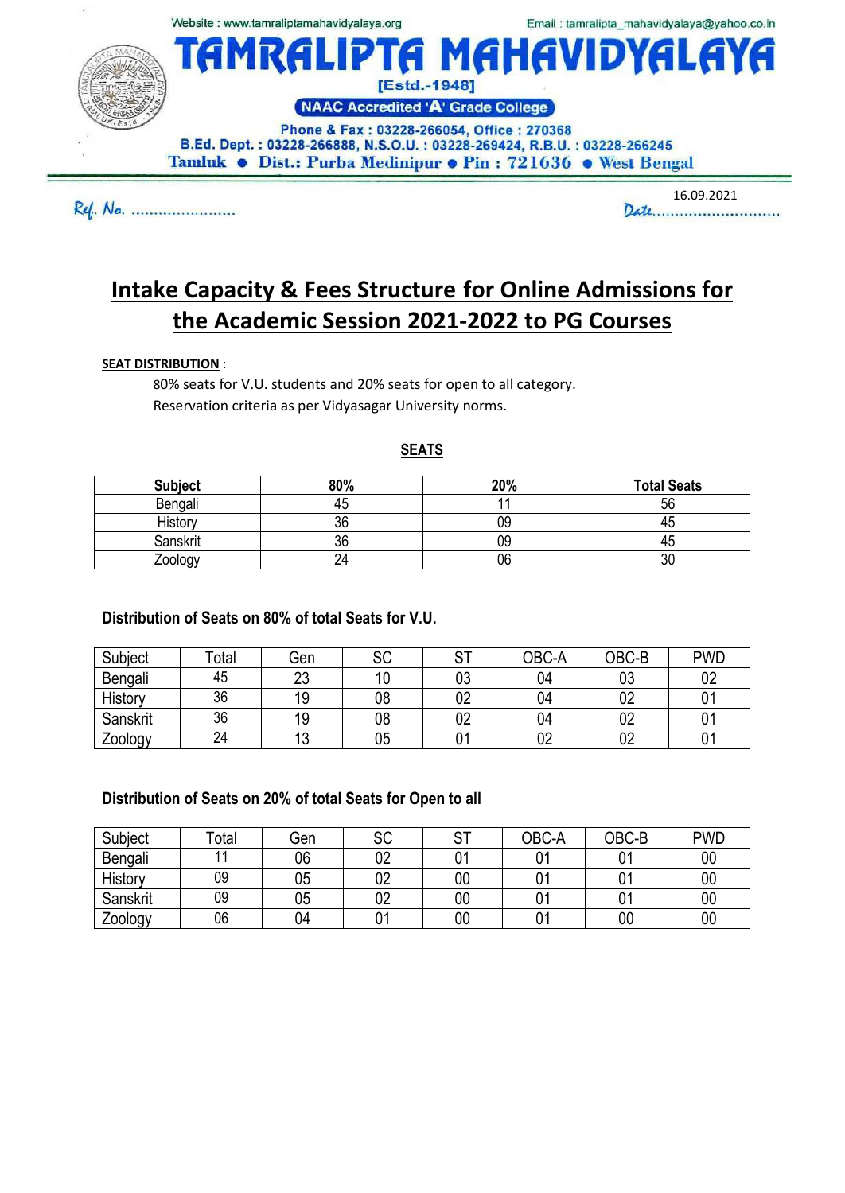Website : www.tamraliptamahavidyalaya.org

Email : tamralipta_mahavidyalaya@yahoo.co.in

# TAMRALIPTA MAHAVIDYALAYA

[Estd.-1948]

NAAC Accredited 'A' Grade College

Phone & Fax : 03228-266054, Office : 270368

B.Ed. Dept. : 03228-266888, N.S.O.U. : 03228-269424, R.B.U. : 03228-266245

Tamluk ● Dist.: Purba Medinipur ● Pin : 721636 ● West Bengal

Ref. No. ......................

Date 16.09.2021

## Intake Capacity & Fees Structure for Online Admissions for the Academic Session 2021-2022 to PG Courses

**SEAT DISTRIBUTION** :

80% seats for V.U. students and 20% seats for open to all category.
Reservation criteria as per Vidyasagar University norms.

**SEATS**

| Subject | 80% | 20% | Total Seats |
|---|---|---|---|
| Bengali | 45 | 11 | 56 |
| History | 36 | 09 | 45 |
| Sanskrit | 36 | 09 | 45 |
| Zoology | 24 | 06 | 30 |

**Distribution of Seats on 80% of total Seats for V.U.**

| Subject | Total | Gen | SC | ST | OBC-A | OBC-B | PWD |
|---|---|---|---|---|---|---|---|
| Bengali | 45 | 23 | 10 | 03 | 04 | 03 | 02 |
| History | 36 | 19 | 08 | 02 | 04 | 02 | 01 |
| Sanskrit | 36 | 19 | 08 | 02 | 04 | 02 | 01 |
| Zoology | 24 | 13 | 05 | 01 | 02 | 02 | 01 |

**Distribution of Seats on 20% of total Seats for Open to all**

| Subject | Total | Gen | SC | ST | OBC-A | OBC-B | PWD |
|---|---|---|---|---|---|---|---|
| Bengali | 11 | 06 | 02 | 01 | 01 | 01 | 00 |
| History | 09 | 05 | 02 | 00 | 01 | 01 | 00 |
| Sanskrit | 09 | 05 | 02 | 00 | 01 | 01 | 00 |
| Zoology | 06 | 04 | 01 | 00 | 01 | 00 | 00 |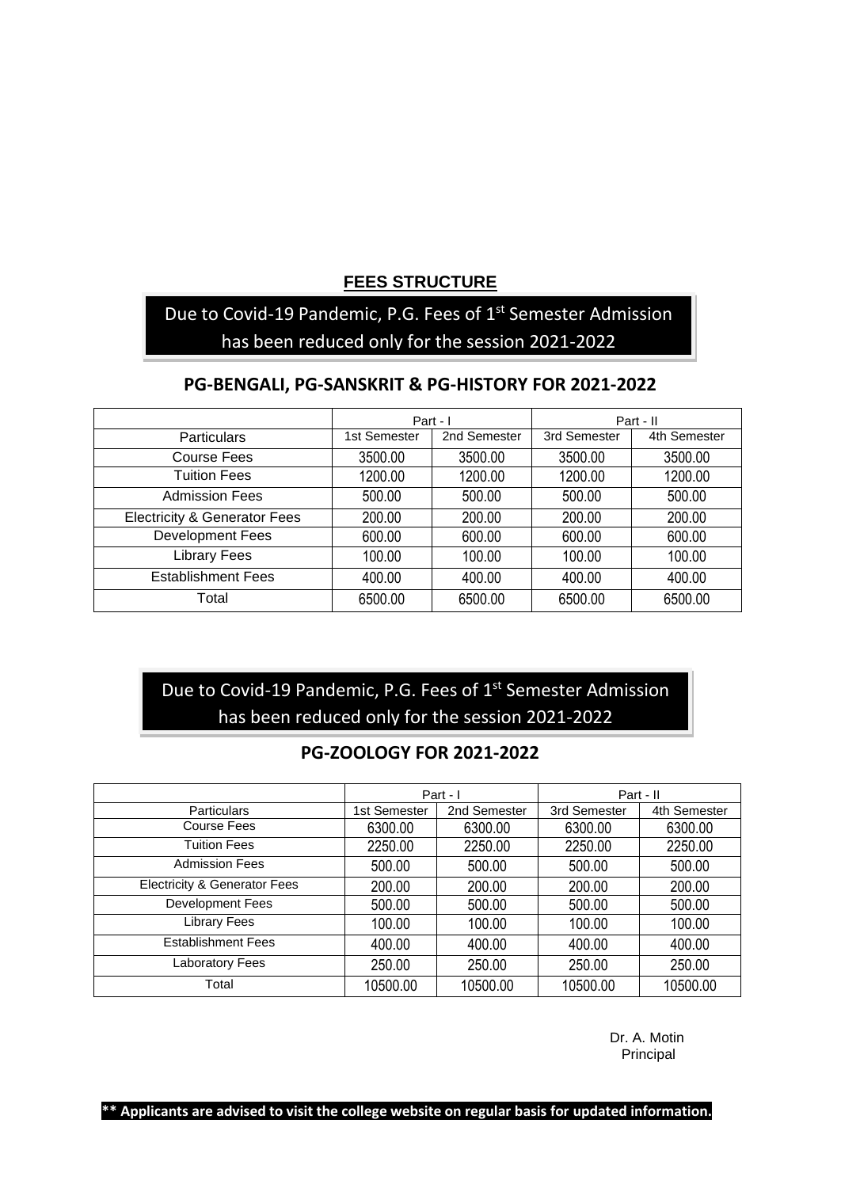## FEES STRUCTURE

Due to Covid-19 Pandemic, P.G. Fees of 1st Semester Admission has been reduced only for the session 2021-2022

### PG-BENGALI, PG-SANSKRIT & PG-HISTORY FOR 2021-2022

| | Part - I | | Part - II | |
|---|---|---|---|---|
| Particulars | 1st Semester | 2nd Semester | 3rd Semester | 4th Semester |
| Course Fees | 3500.00 | 3500.00 | 3500.00 | 3500.00 |
| Tuition Fees | 1200.00 | 1200.00 | 1200.00 | 1200.00 |
| Admission Fees | 500.00 | 500.00 | 500.00 | 500.00 |
| Electricity & Generator Fees | 200.00 | 200.00 | 200.00 | 200.00 |
| Development Fees | 600.00 | 600.00 | 600.00 | 600.00 |
| Library Fees | 100.00 | 100.00 | 100.00 | 100.00 |
| Establishment Fees | 400.00 | 400.00 | 400.00 | 400.00 |
| Total | 6500.00 | 6500.00 | 6500.00 | 6500.00 |

Due to Covid-19 Pandemic, P.G. Fees of 1st Semester Admission has been reduced only for the session 2021-2022

### PG-ZOOLOGY FOR 2021-2022

| | Part - I | | Part - II | |
|---|---|---|---|---|
| Particulars | 1st Semester | 2nd Semester | 3rd Semester | 4th Semester |
| Course Fees | 6300.00 | 6300.00 | 6300.00 | 6300.00 |
| Tuition Fees | 2250.00 | 2250.00 | 2250.00 | 2250.00 |
| Admission Fees | 500.00 | 500.00 | 500.00 | 500.00 |
| Electricity & Generator Fees | 200.00 | 200.00 | 200.00 | 200.00 |
| Development Fees | 500.00 | 500.00 | 500.00 | 500.00 |
| Library Fees | 100.00 | 100.00 | 100.00 | 100.00 |
| Establishment Fees | 400.00 | 400.00 | 400.00 | 400.00 |
| Laboratory Fees | 250.00 | 250.00 | 250.00 | 250.00 |
| Total | 10500.00 | 10500.00 | 10500.00 | 10500.00 |

Dr. A. Motin
Principal

**** Applicants are advised to visit the college website on regular basis for updated information.**